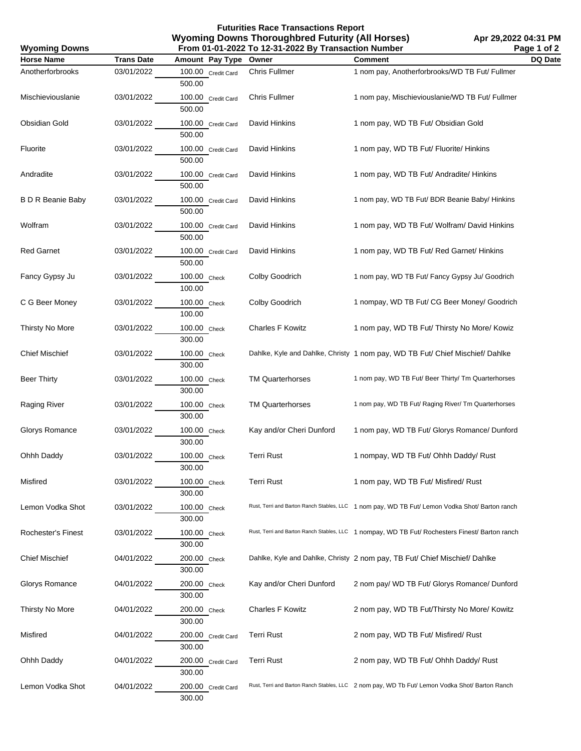# Futurities Race Transactions Report

## Wyoming Downs Thoroughbred Futurity (All Horses)

**Wyoming Downs** — From 01-01-2022 To 12-31-2022 By Transaction Number — Apr 29,2022 04:31 PM

| Horse Name | Trans Date | Amount | Pay Type | Owner | Comment | DQ Date |
|---|---|---|---|---|---|---|
| Anotherforbrooks | 03/01/2022 | 100.00 / 500.00 | Credit Card | Chris Fullmer | 1 nom pay, Anotherforbrooks/WD TB Fut/ Fullmer | |
| Mischieviouslanie | 03/01/2022 | 100.00 / 500.00 | Credit Card | Chris Fullmer | 1 nom pay, Mischieviouslanie/WD TB Fut/ Fullmer | |
| Obsidian Gold | 03/01/2022 | 100.00 / 500.00 | Credit Card | David Hinkins | 1 nom pay, WD TB Fut/ Obsidian Gold | |
| Fluorite | 03/01/2022 | 100.00 / 500.00 | Credit Card | David Hinkins | 1 nom pay, WD TB Fut/ Fluorite/ Hinkins | |
| Andradite | 03/01/2022 | 100.00 / 500.00 | Credit Card | David Hinkins | 1 nom pay, WD TB Fut/ Andradite/ Hinkins | |
| B D R Beanie Baby | 03/01/2022 | 100.00 / 500.00 | Credit Card | David Hinkins | 1 nom pay, WD TB Fut/ BDR Beanie Baby/ Hinkins | |
| Wolfram | 03/01/2022 | 100.00 / 500.00 | Credit Card | David Hinkins | 1 nom pay, WD TB Fut/ Wolfram/ David Hinkins | |
| Red Garnet | 03/01/2022 | 100.00 / 500.00 | Credit Card | David Hinkins | 1 nom pay, WD TB Fut/ Red Garnet/ Hinkins | |
| Fancy Gypsy Ju | 03/01/2022 | 100.00 / 100.00 | Check | Colby Goodrich | 1 nom pay, WD TB Fut/ Fancy Gypsy Ju/ Goodrich | |
| C G Beer Money | 03/01/2022 | 100.00 / 100.00 | Check | Colby Goodrich | 1 nompay, WD TB Fut/ CG Beer Money/ Goodrich | |
| Thirsty No More | 03/01/2022 | 100.00 / 300.00 | Check | Charles F Kowitz | 1 nom pay, WD TB Fut/ Thirsty No More/ Kowiz | |
| Chief Mischief | 03/01/2022 | 100.00 / 300.00 | Check | Dahlke, Kyle and Dahlke, Christy | 1 nom pay, WD TB Fut/ Chief Mischief/ Dahlke | |
| Beer Thirty | 03/01/2022 | 100.00 / 300.00 | Check | TM Quarterhorses | 1 nom pay, WD TB Fut/ Beer Thirty/ Tm Quarterhorses | |
| Raging River | 03/01/2022 | 100.00 / 300.00 | Check | TM Quarterhorses | 1 nom pay, WD TB Fut/ Raging River/ Tm Quarterhorses | |
| Glorys Romance | 03/01/2022 | 100.00 / 300.00 | Check | Kay and/or Cheri Dunford | 1 nom pay, WD TB Fut/ Glorys Romance/ Dunford | |
| Ohhh Daddy | 03/01/2022 | 100.00 / 300.00 | Check | Terri Rust | 1 nompay, WD TB Fut/ Ohhh Daddy/ Rust | |
| Misfired | 03/01/2022 | 100.00 / 300.00 | Check | Terri Rust | 1 nom pay, WD TB Fut/ Misfired/ Rust | |
| Lemon Vodka Shot | 03/01/2022 | 100.00 / 300.00 | Check | Rust, Terri and Barton Ranch Stables, LLC | 1 nom pay, WD TB Fut/ Lemon Vodka Shot/ Barton ranch | |
| Rochester's Finest | 03/01/2022 | 100.00 / 300.00 | Check | Rust, Terri and Barton Ranch Stables, LLC | 1 nompay, WD TB Fut/ Rochesters Finest/ Barton ranch | |
| Chief Mischief | 04/01/2022 | 200.00 / 300.00 | Check | Dahlke, Kyle and Dahlke, Christy | 2 nom pay, TB Fut/ Chief Mischief/ Dahlke | |
| Glorys Romance | 04/01/2022 | 200.00 / 300.00 | Check | Kay and/or Cheri Dunford | 2 nom pay/ WD TB Fut/ Glorys Romance/ Dunford | |
| Thirsty No More | 04/01/2022 | 200.00 / 300.00 | Check | Charles F Kowitz | 2 nom pay, WD TB Fut/Thirsty No More/ Kowitz | |
| Misfired | 04/01/2022 | 200.00 / 300.00 | Credit Card | Terri Rust | 2 nom pay, WD TB Fut/ Misfired/ Rust | |
| Ohhh Daddy | 04/01/2022 | 200.00 / 300.00 | Credit Card | Terri Rust | 2 nom pay, WD TB Fut/ Ohhh Daddy/ Rust | |
| Lemon Vodka Shot | 04/01/2022 | 200.00 / 300.00 | Credit Card | Rust, Terri and Barton Ranch Stables, LLC | 2 nom pay, WD Tb Fut/ Lemon Vodka Shot/ Barton Ranch | |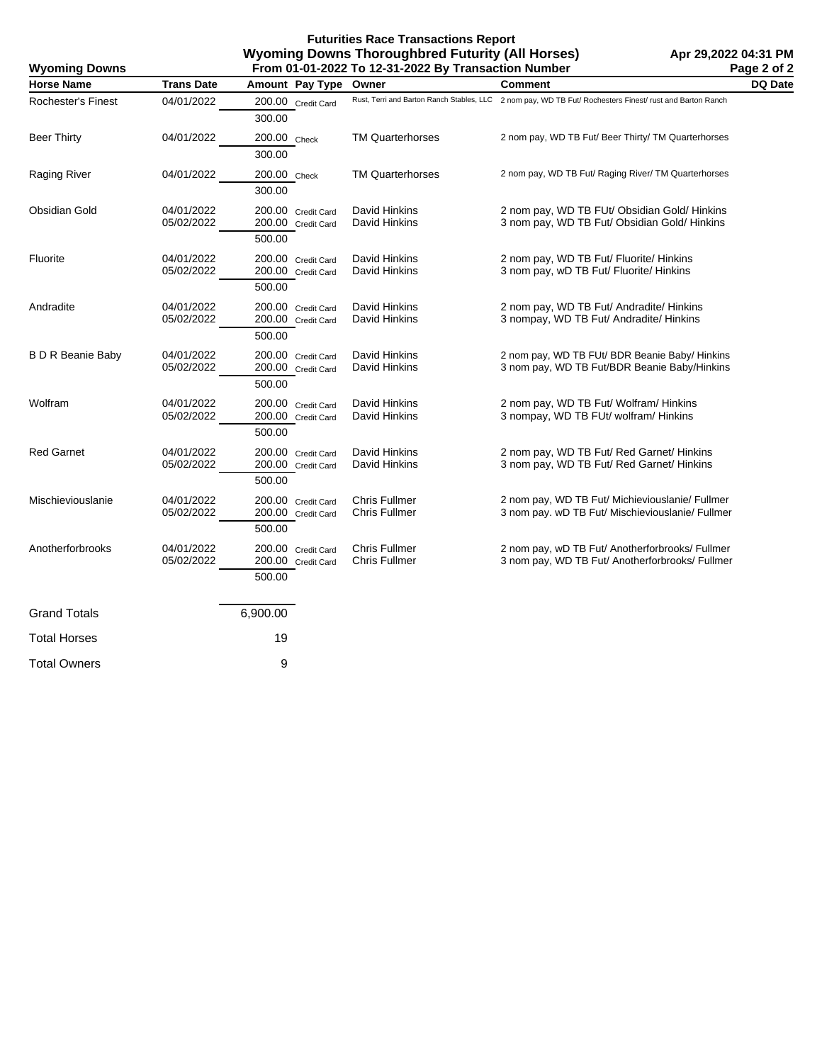# Futurities Race Transactions Report

## Wyoming Downs Thoroughbred Futurity (All Horses)

**Wyoming Downs** — From 01-01-2022 To 12-31-2022 By Transaction Number — Apr 29,2022 04:31 PM

| Horse Name | Trans Date | Amount | Pay Type | Owner | Comment | DQ Date |
|---|---|---|---|---|---|---|
| Rochester's Finest | 04/01/2022 | 200.00 | Credit Card | Rust, Terri and Barton Ranch Stables, LLC | 2 nom pay, WD TB Fut/ Rochesters Finest/ rust and Barton Ranch | |
| | | 300.00 | | | | |
| Beer Thirty | 04/01/2022 | 200.00 | Check | TM Quarterhorses | 2 nom pay, WD TB Fut/ Beer Thirty/ TM Quarterhorses | |
| | | 300.00 | | | | |
| Raging River | 04/01/2022 | 200.00 | Check | TM Quarterhorses | 2 nom pay, WD TB Fut/ Raging River/ TM Quarterhorses | |
| | | 300.00 | | | | |
| Obsidian Gold | 04/01/2022 | 200.00 | Credit Card | David Hinkins | 2 nom pay, WD TB FUt/ Obsidian Gold/ Hinkins | |
| | 05/02/2022 | 200.00 | Credit Card | David Hinkins | 3 nom pay, WD TB Fut/ Obsidian Gold/ Hinkins | |
| | | 500.00 | | | | |
| Fluorite | 04/01/2022 | 200.00 | Credit Card | David Hinkins | 2 nom pay, WD TB Fut/ Fluorite/ Hinkins | |
| | 05/02/2022 | 200.00 | Credit Card | David Hinkins | 3 nom pay, wD TB Fut/ Fluorite/ Hinkins | |
| | | 500.00 | | | | |
| Andradite | 04/01/2022 | 200.00 | Credit Card | David Hinkins | 2 nom pay, WD TB Fut/ Andradite/ Hinkins | |
| | 05/02/2022 | 200.00 | Credit Card | David Hinkins | 3 nompay, WD TB Fut/ Andradite/ Hinkins | |
| | | 500.00 | | | | |
| B D R Beanie Baby | 04/01/2022 | 200.00 | Credit Card | David Hinkins | 2 nom pay, WD TB FUt/ BDR Beanie Baby/ Hinkins | |
| | 05/02/2022 | 200.00 | Credit Card | David Hinkins | 3 nom pay, WD TB Fut/BDR Beanie Baby/Hinkins | |
| | | 500.00 | | | | |
| Wolfram | 04/01/2022 | 200.00 | Credit Card | David Hinkins | 2 nom pay, WD TB Fut/ Wolfram/ Hinkins | |
| | 05/02/2022 | 200.00 | Credit Card | David Hinkins | 3 nompay, WD TB FUt/ wolfram/ Hinkins | |
| | | 500.00 | | | | |
| Red Garnet | 04/01/2022 | 200.00 | Credit Card | David Hinkins | 2 nom pay, WD TB Fut/ Red Garnet/ Hinkins | |
| | 05/02/2022 | 200.00 | Credit Card | David Hinkins | 3 nom pay, WD TB Fut/ Red Garnet/ Hinkins | |
| | | 500.00 | | | | |
| Mischieviouslanie | 04/01/2022 | 200.00 | Credit Card | Chris Fullmer | 2 nom pay, WD TB Fut/ Michieviouslanie/ Fullmer | |
| | 05/02/2022 | 200.00 | Credit Card | Chris Fullmer | 3 nom pay. wD TB Fut/ Mischieviouslanie/ Fullmer | |
| | | 500.00 | | | | |
| Anotherforbrooks | 04/01/2022 | 200.00 | Credit Card | Chris Fullmer | 2 nom pay, wD TB Fut/ Anotherforbrooks/ Fullmer | |
| | 05/02/2022 | 200.00 | Credit Card | Chris Fullmer | 3 nom pay, WD TB Fut/ Anotherforbrooks/ Fullmer | |
| | | 500.00 | | | | |

| | |
|---|---|
| Grand Totals | 6,900.00 |
| Total Horses | 19 |
| Total Owners | 9 |